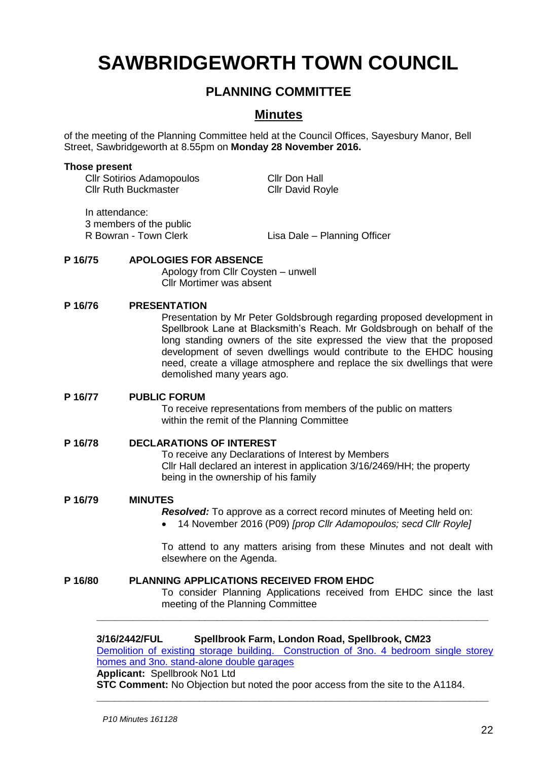# SAWBRIDGEWORTH TOWN COUNCIL

## PLANNING COMMITTEE

## Minutes

of the meeting of the Planning Committee held at the Council Offices, Sayesbury Manor, Bell Street, Sawbridgeworth at 8.55pm on **Monday 28 November 2016.**

**Those present**

Cllr Sotirios Adamopoulos
Cllr Ruth Buckmaster
Cllr Don Hall
Cllr David Royle

In attendance:
3 members of the public
R Bowran - Town Clerk
Lisa Dale – Planning Officer

**P 16/75 APOLOGIES FOR ABSENCE**

Apology from Cllr Coysten – unwell
Cllr Mortimer was absent

**P 16/76 PRESENTATION**

Presentation by Mr Peter Goldsbrough regarding proposed development in Spellbrook Lane at Blacksmith's Reach. Mr Goldsbrough on behalf of the long standing owners of the site expressed the view that the proposed development of seven dwellings would contribute to the EHDC housing need, create a village atmosphere and replace the six dwellings that were demolished many years ago.

**P 16/77 PUBLIC FORUM**

To receive representations from members of the public on matters within the remit of the Planning Committee

**P 16/78 DECLARATIONS OF INTEREST**

To receive any Declarations of Interest by Members
Cllr Hall declared an interest in application 3/16/2469/HH; the property being in the ownership of his family

**P 16/79 MINUTES**

***Resolved:*** To approve as a correct record minutes of Meeting held on:

- 14 November 2016 (P09) *[prop Cllr Adamopoulos; secd Cllr Royle]*

To attend to any matters arising from these Minutes and not dealt with elsewhere on the Agenda.

**P 16/80 PLANNING APPLICATIONS RECEIVED FROM EHDC**

To consider Planning Applications received from EHDC since the last meeting of the Planning Committee

---

**3/16/2442/FUL Spellbrook Farm, London Road, Spellbrook, CM23**

Demolition of existing storage building. Construction of 3no. 4 bedroom single storey homes and 3no. stand-alone double garages

**Applicant:** Spellbrook No1 Ltd

**STC Comment:** No Objection but noted the poor access from the site to the A1184.

---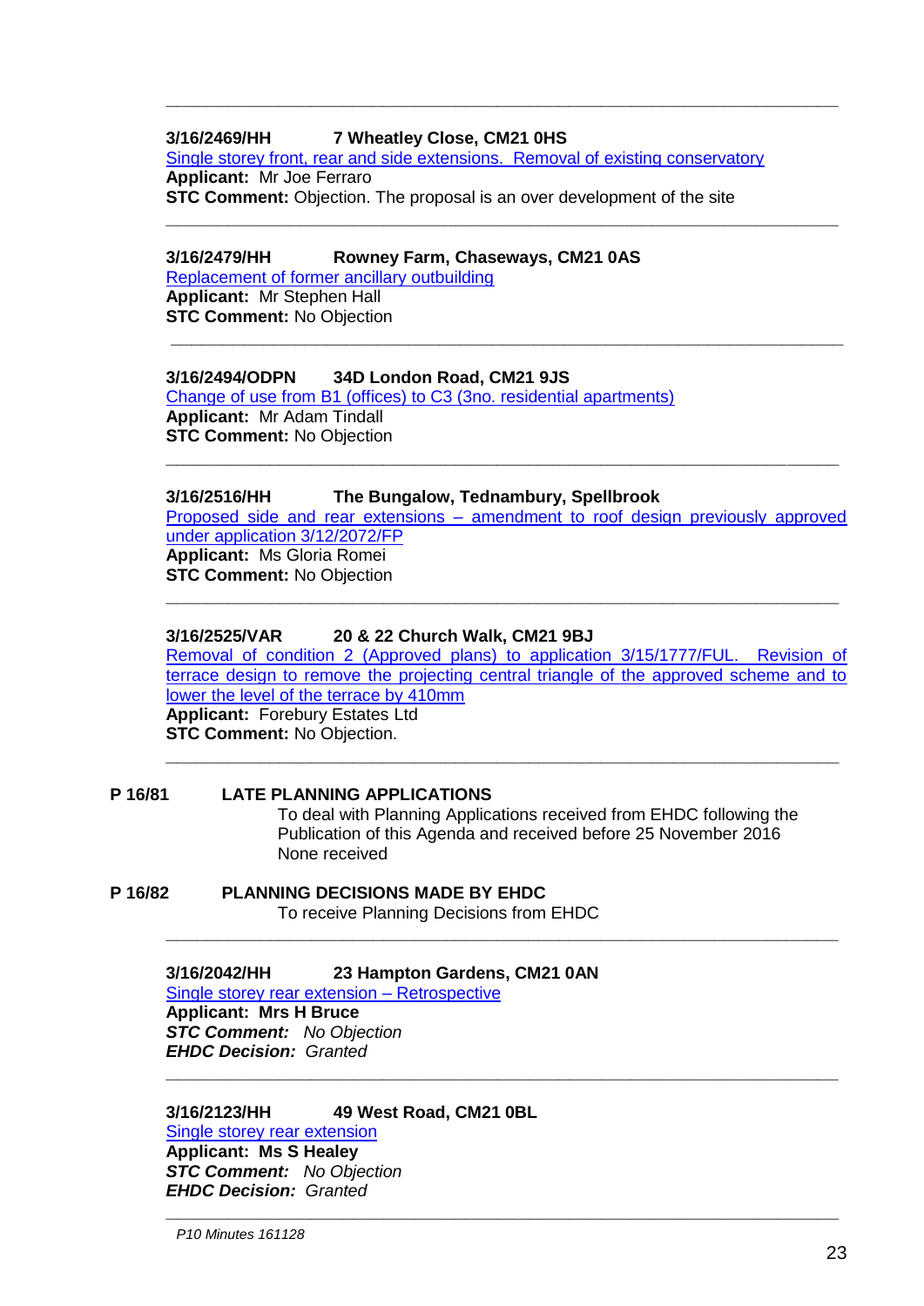---

**3/16/2469/HH 7 Wheatley Close, CM21 0HS**
Single storey front, rear and side extensions. Removal of existing conservatory
**Applicant:** Mr Joe Ferraro
**STC Comment:** Objection. The proposal is an over development of the site

---

**3/16/2479/HH Rowney Farm, Chaseways, CM21 0AS**
Replacement of former ancillary outbuilding
**Applicant:** Mr Stephen Hall
**STC Comment:** No Objection

---

**3/16/2494/ODPN 34D London Road, CM21 9JS**
Change of use from B1 (offices) to C3 (3no. residential apartments)
**Applicant:** Mr Adam Tindall
**STC Comment:** No Objection

---

**3/16/2516/HH The Bungalow, Tednambury, Spellbrook**
Proposed side and rear extensions – amendment to roof design previously approved under application 3/12/2072/FP
**Applicant:** Ms Gloria Romei
**STC Comment:** No Objection

---

**3/16/2525/VAR 20 & 22 Church Walk, CM21 9BJ**
Removal of condition 2 (Approved plans) to application 3/15/1777/FUL. Revision of terrace design to remove the projecting central triangle of the approved scheme and to lower the level of the terrace by 410mm
**Applicant:** Forebury Estates Ltd
**STC Comment:** No Objection.

---

**P 16/81 LATE PLANNING APPLICATIONS**

To deal with Planning Applications received from EHDC following the Publication of this Agenda and received before 25 November 2016
None received

**P 16/82 PLANNING DECISIONS MADE BY EHDC**

To receive Planning Decisions from EHDC

---

**3/16/2042/HH 23 Hampton Gardens, CM21 0AN**
Single storey rear extension – Retrospective
**Applicant: Mrs H Bruce**
***STC Comment:*** *No Objection*
***EHDC Decision:*** *Granted*

---

**3/16/2123/HH 49 West Road, CM21 0BL**
Single storey rear extension
**Applicant: Ms S Healey**
***STC Comment:*** *No Objection*
***EHDC Decision:*** *Granted*

---

*P10 Minutes 161128*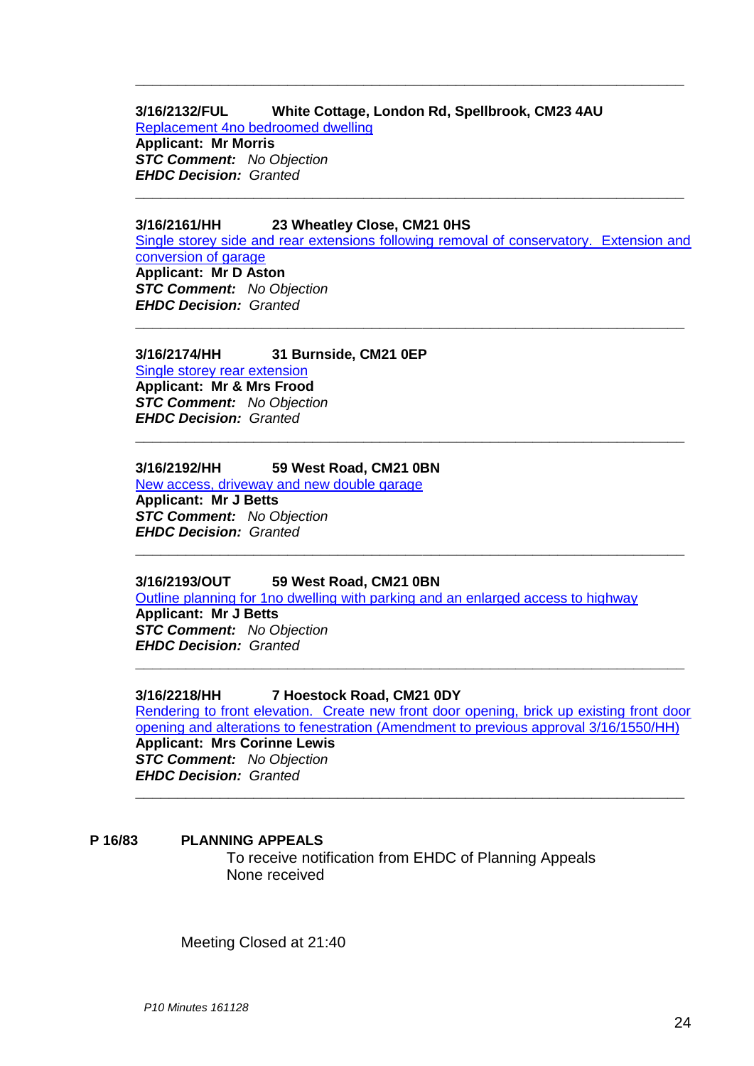---

**3/16/2132/FUL White Cottage, London Rd, Spellbrook, CM23 4AU**
Replacement 4no bedroomed dwelling
**Applicant: Mr Morris**
***STC Comment:*** *No Objection*
***EHDC Decision:*** *Granted*

---

**3/16/2161/HH 23 Wheatley Close, CM21 0HS**
Single storey side and rear extensions following removal of conservatory. Extension and conversion of garage
**Applicant: Mr D Aston**
***STC Comment:*** *No Objection*
***EHDC Decision:*** *Granted*

---

**3/16/2174/HH 31 Burnside, CM21 0EP**
Single storey rear extension
**Applicant: Mr & Mrs Frood**
***STC Comment:*** *No Objection*
***EHDC Decision:*** *Granted*

---

**3/16/2192/HH 59 West Road, CM21 0BN**
New access, driveway and new double garage
**Applicant: Mr J Betts**
***STC Comment:*** *No Objection*
***EHDC Decision:*** *Granted*

---

**3/16/2193/OUT 59 West Road, CM21 0BN**
Outline planning for 1no dwelling with parking and an enlarged access to highway
**Applicant: Mr J Betts**
***STC Comment:*** *No Objection*
***EHDC Decision:*** *Granted*

---

**3/16/2218/HH 7 Hoestock Road, CM21 0DY**
Rendering to front elevation. Create new front door opening, brick up existing front door opening and alterations to fenestration (Amendment to previous approval 3/16/1550/HH)
**Applicant: Mrs Corinne Lewis**
***STC Comment:*** *No Objection*
***EHDC Decision:*** *Granted*

---

**P 16/83 PLANNING APPEALS**

To receive notification from EHDC of Planning Appeals
None received

Meeting Closed at 21:40